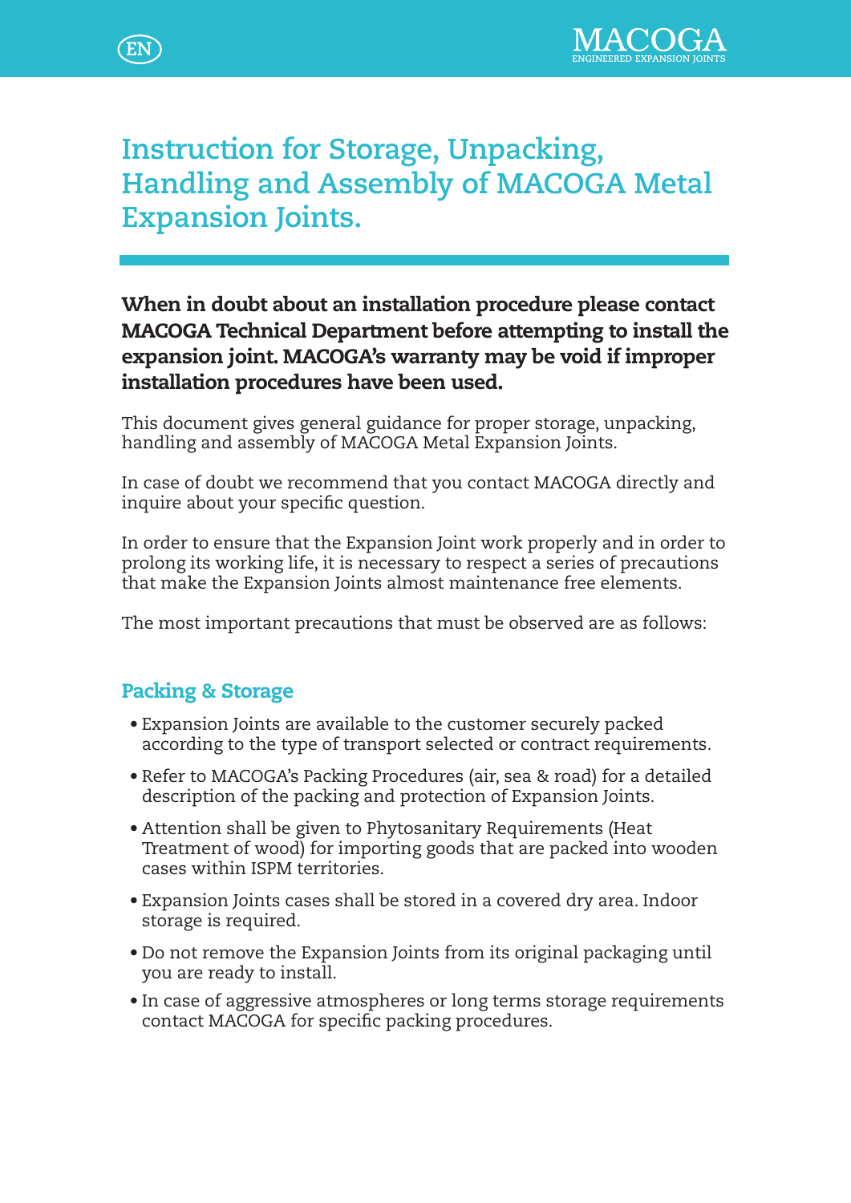# Instruction for Storage, Unpacking, Handling and Assembly of MACOGA Metal Expansion Joints.

**When in doubt about an installation procedure please contact MACOGA Technical Department before attempting to install the expansion joint. MACOGA's warranty may be void if improper installation procedures have been used.**

This document gives general guidance for proper storage, unpacking, handling and assembly of MACOGA Metal Expansion Joints.

In case of doubt we recommend that you contact MACOGA directly and inquire about your specific question.

In order to ensure that the Expansion Joint work properly and in order to prolong its working life, it is necessary to respect a series of precautions that make the Expansion Joints almost maintenance free elements.

The most important precautions that must be observed are as follows:

## Packing & Storage

- Expansion Joints are available to the customer securely packed according to the type of transport selected or contract requirements.
- Refer to MACOGA's Packing Procedures (air, sea & road) for a detailed description of the packing and protection of Expansion Joints.
- Attention shall be given to Phytosanitary Requirements (Heat Treatment of wood) for importing goods that are packed into wooden cases within ISPM territories.
- Expansion Joints cases shall be stored in a covered dry area. Indoor storage is required.
- Do not remove the Expansion Joints from its original packaging until you are ready to install.
- In case of aggressive atmospheres or long terms storage requirements contact MACOGA for specific packing procedures.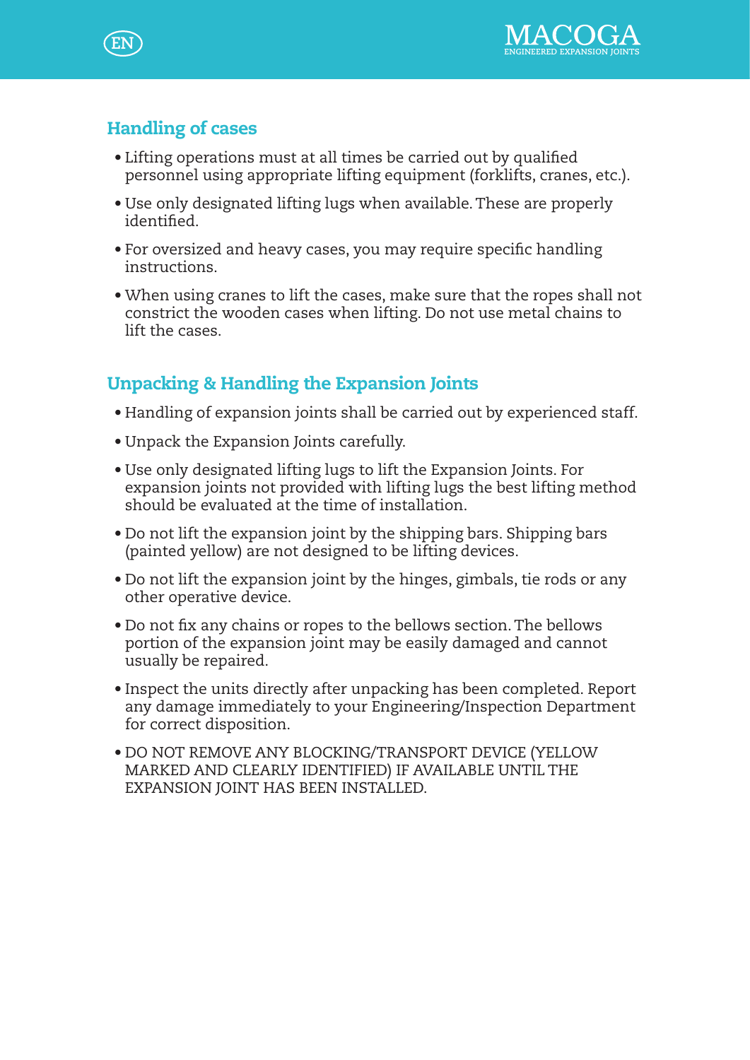## Handling of cases

- Lifting operations must at all times be carried out by qualified personnel using appropriate lifting equipment (forklifts, cranes, etc.).
- Use only designated lifting lugs when available. These are properly identified.
- For oversized and heavy cases, you may require specific handling instructions.
- When using cranes to lift the cases, make sure that the ropes shall not constrict the wooden cases when lifting. Do not use metal chains to lift the cases.

## Unpacking & Handling the Expansion Joints

- Handling of expansion joints shall be carried out by experienced staff.
- Unpack the Expansion Joints carefully.
- Use only designated lifting lugs to lift the Expansion Joints. For expansion joints not provided with lifting lugs the best lifting method should be evaluated at the time of installation.
- Do not lift the expansion joint by the shipping bars. Shipping bars (painted yellow) are not designed to be lifting devices.
- Do not lift the expansion joint by the hinges, gimbals, tie rods or any other operative device.
- Do not fix any chains or ropes to the bellows section. The bellows portion of the expansion joint may be easily damaged and cannot usually be repaired.
- Inspect the units directly after unpacking has been completed. Report any damage immediately to your Engineering/Inspection Department for correct disposition.
- DO NOT REMOVE ANY BLOCKING/TRANSPORT DEVICE (YELLOW MARKED AND CLEARLY IDENTIFIED) IF AVAILABLE UNTIL THE EXPANSION JOINT HAS BEEN INSTALLED.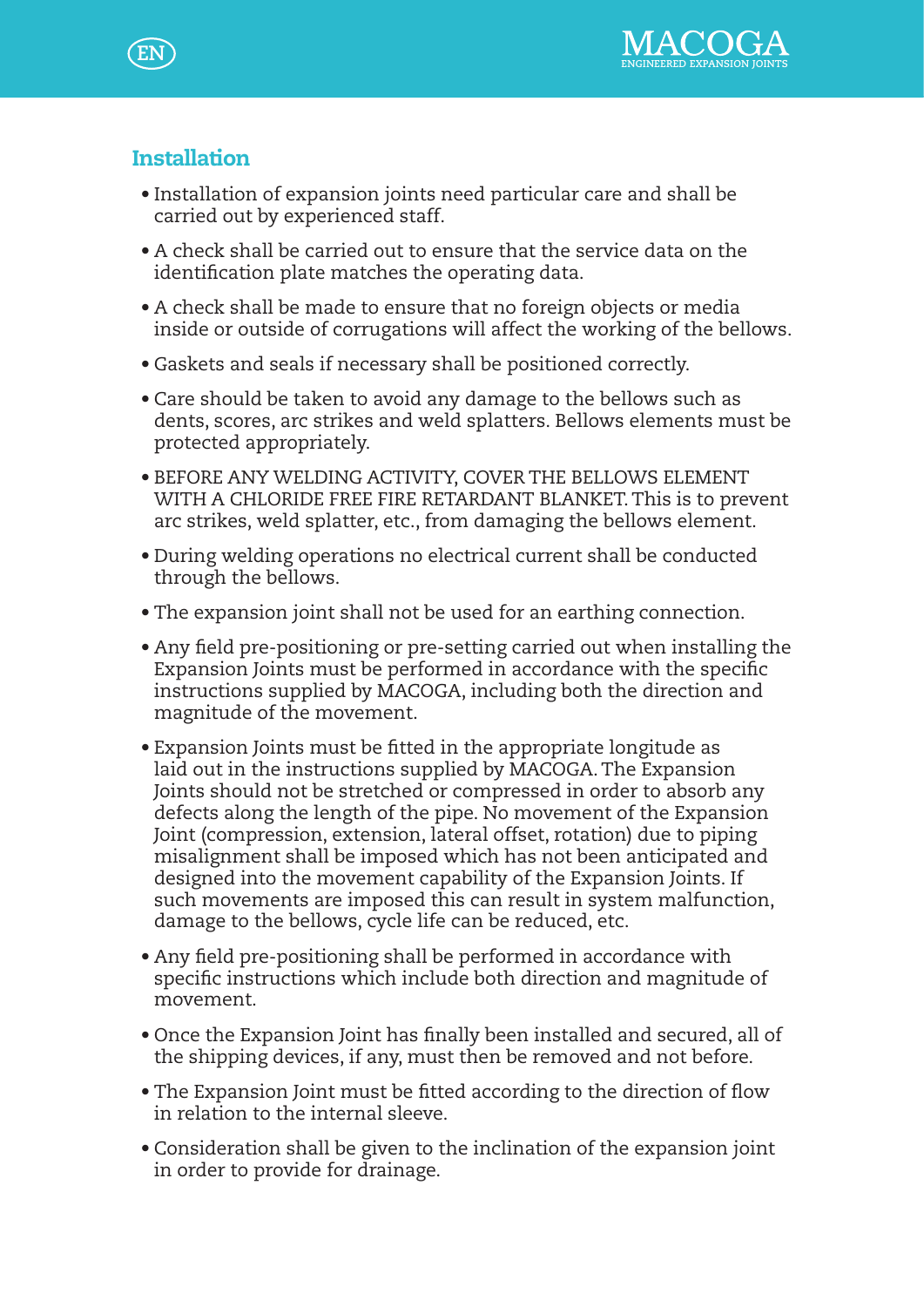## Installation

- Installation of expansion joints need particular care and shall be carried out by experienced staff.
- A check shall be carried out to ensure that the service data on the identification plate matches the operating data.
- A check shall be made to ensure that no foreign objects or media inside or outside of corrugations will affect the working of the bellows.
- Gaskets and seals if necessary shall be positioned correctly.
- Care should be taken to avoid any damage to the bellows such as dents, scores, arc strikes and weld splatters. Bellows elements must be protected appropriately.
- BEFORE ANY WELDING ACTIVITY, COVER THE BELLOWS ELEMENT WITH A CHLORIDE FREE FIRE RETARDANT BLANKET. This is to prevent arc strikes, weld splatter, etc., from damaging the bellows element.
- During welding operations no electrical current shall be conducted through the bellows.
- The expansion joint shall not be used for an earthing connection.
- Any field pre-positioning or pre-setting carried out when installing the Expansion Joints must be performed in accordance with the specific instructions supplied by MACOGA, including both the direction and magnitude of the movement.
- Expansion Joints must be fitted in the appropriate longitude as laid out in the instructions supplied by MACOGA. The Expansion Joints should not be stretched or compressed in order to absorb any defects along the length of the pipe. No movement of the Expansion Joint (compression, extension, lateral offset, rotation) due to piping misalignment shall be imposed which has not been anticipated and designed into the movement capability of the Expansion Joints. If such movements are imposed this can result in system malfunction, damage to the bellows, cycle life can be reduced, etc.
- Any field pre-positioning shall be performed in accordance with specific instructions which include both direction and magnitude of movement.
- Once the Expansion Joint has finally been installed and secured, all of the shipping devices, if any, must then be removed and not before.
- The Expansion Joint must be fitted according to the direction of flow in relation to the internal sleeve.
- Consideration shall be given to the inclination of the expansion joint in order to provide for drainage.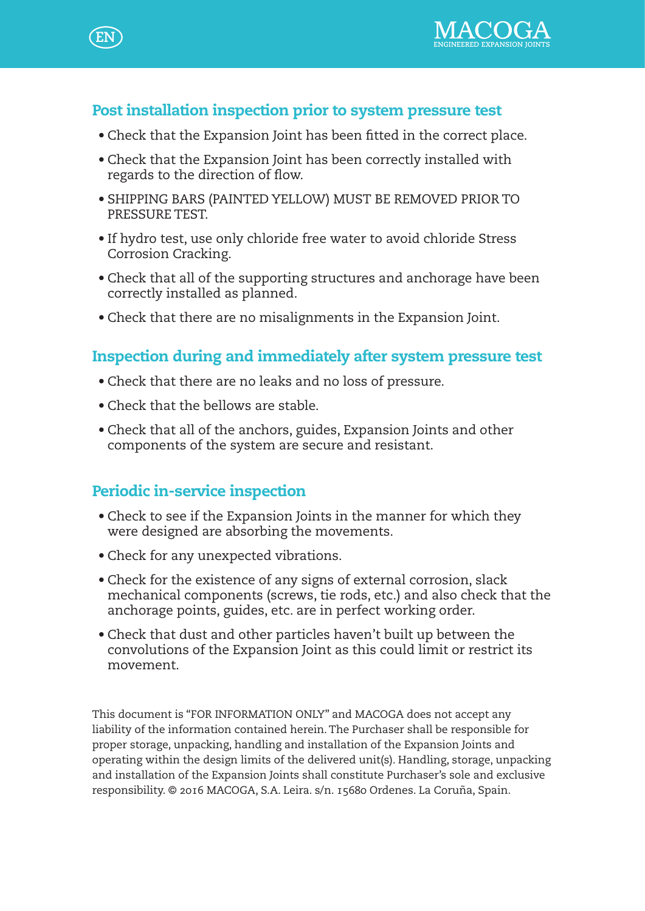## Post installation inspection prior to system pressure test

- Check that the Expansion Joint has been fitted in the correct place.
- Check that the Expansion Joint has been correctly installed with regards to the direction of flow.
- SHIPPING BARS (PAINTED YELLOW) MUST BE REMOVED PRIOR TO PRESSURE TEST.
- If hydro test, use only chloride free water to avoid chloride Stress Corrosion Cracking.
- Check that all of the supporting structures and anchorage have been correctly installed as planned.
- Check that there are no misalignments in the Expansion Joint.

## Inspection during and immediately after system pressure test

- Check that there are no leaks and no loss of pressure.
- Check that the bellows are stable.
- Check that all of the anchors, guides, Expansion Joints and other components of the system are secure and resistant.

## Periodic in-service inspection

- Check to see if the Expansion Joints in the manner for which they were designed are absorbing the movements.
- Check for any unexpected vibrations.
- Check for the existence of any signs of external corrosion, slack mechanical components (screws, tie rods, etc.) and also check that the anchorage points, guides, etc. are in perfect working order.
- Check that dust and other particles haven't built up between the convolutions of the Expansion Joint as this could limit or restrict its movement.

This document is "FOR INFORMATION ONLY" and MACOGA does not accept any liability of the information contained herein. The Purchaser shall be responsible for proper storage, unpacking, handling and installation of the Expansion Joints and operating within the design limits of the delivered unit(s). Handling, storage, unpacking and installation of the Expansion Joints shall constitute Purchaser's sole and exclusive responsibility. © 2016 MACOGA, S.A. Leira. s/n. 15680 Ordenes. La Coruña, Spain.